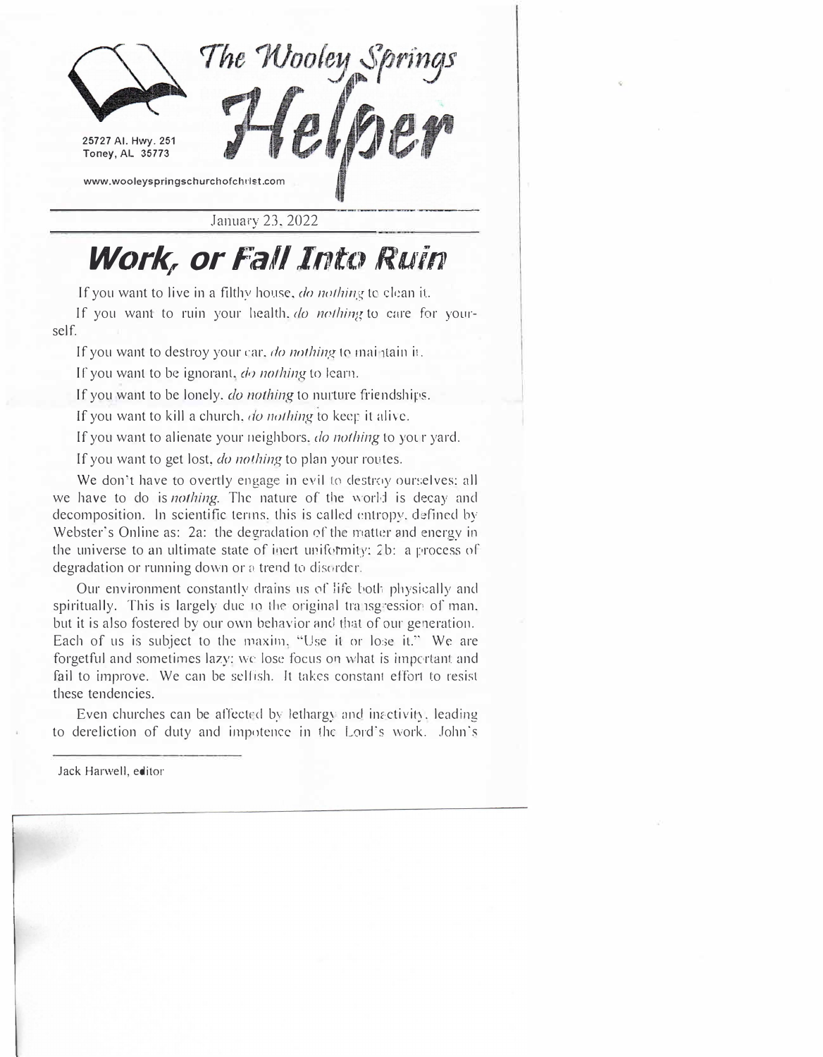# The Wooley Springs Helper

25727 Al. Hwy. 251
Toney, AL 35773

www.wooleyspringschurchofchrist.com

January 23, 2022

## Work, or Fall Into Ruin

If you want to live in a filthy house, *do nothing* to clean it.

If you want to ruin your health, *do nothing* to care for yourself.

If you want to destroy your car, *do nothing* to maintain it.

If you want to be ignorant, *do nothing* to learn.

If you want to be lonely, *do nothing* to nurture friendships.

If you want to kill a church, *do nothing* to keep it alive.

If you want to alienate your neighbors, *do nothing* to your yard.

If you want to get lost, *do nothing* to plan your routes.

We don't have to overtly engage in evil to destroy ourselves: all we have to do is *nothing*. The nature of the world is decay and decomposition. In scientific terms, this is called entropy, defined by Webster's Online as: 2a: the degradation of the matter and energy in the universe to an ultimate state of inert uniformity; 2b: a process of degradation or running down or a trend to disorder.

Our environment constantly drains us of life both physically and spiritually. This is largely due to the original transgression of man, but it is also fostered by our own behavior and that of our generation. Each of us is subject to the maxim, "Use it or lose it." We are forgetful and sometimes lazy; we lose focus on what is important and fail to improve. We can be selfish. It takes constant effort to resist these tendencies.

Even churches can be affected by lethargy and inactivity, leading to dereliction of duty and impotence in the Lord's work. John's

Jack Harwell, editor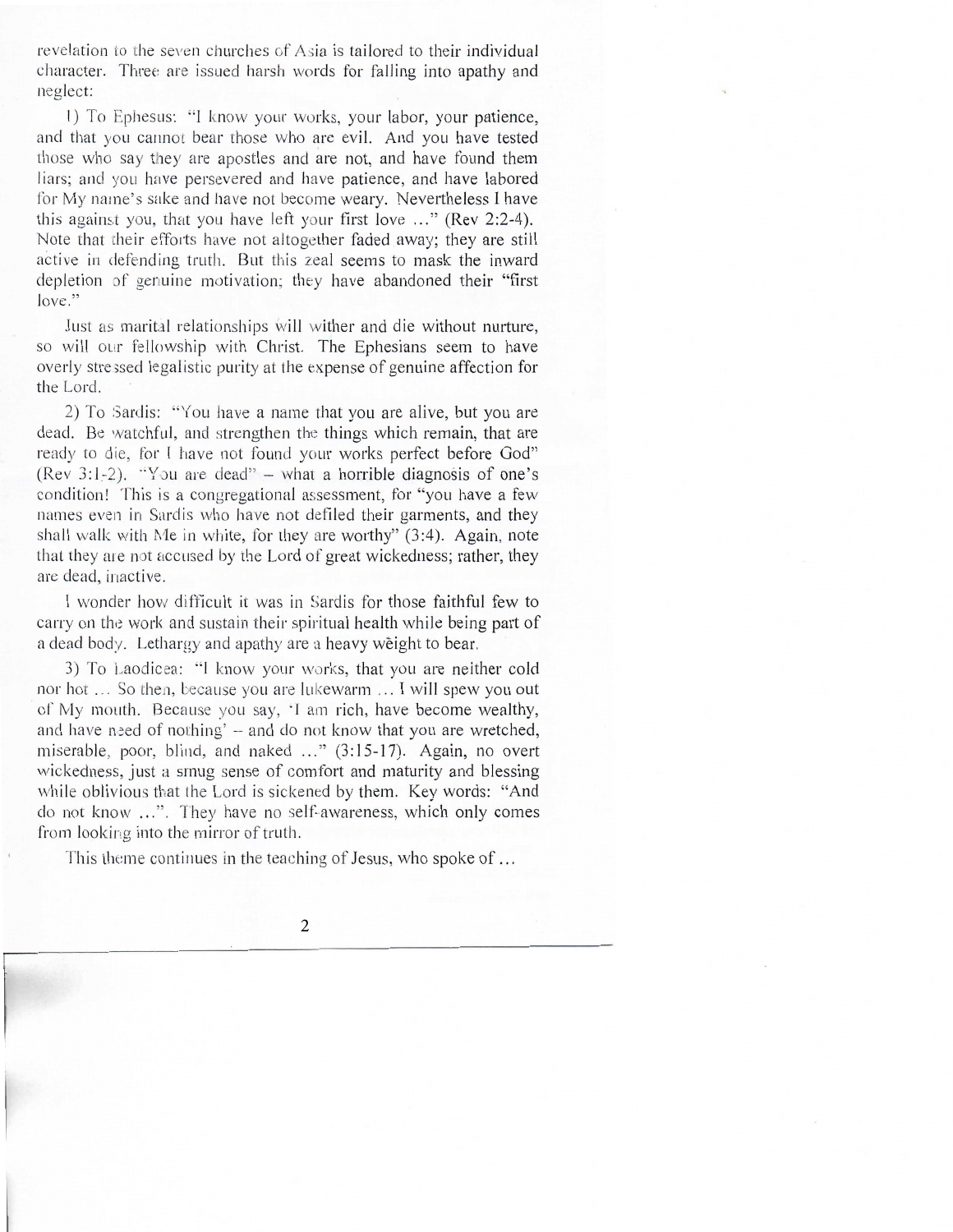revelation to the seven churches of Asia is tailored to their individual character. Three are issued harsh words for falling into apathy and neglect:

1) To Ephesus: "I know your works, your labor, your patience, and that you cannot bear those who are evil. And you have tested those who say they are apostles and are not, and have found them liars; and you have persevered and have patience, and have labored for My name's sake and have not become weary. Nevertheless I have this against you, that you have left your first love …" (Rev 2:2-4). Note that their efforts have not altogether faded away; they are still active in defending truth. But this zeal seems to mask the inward depletion of genuine motivation; they have abandoned their "first love."

Just as marital relationships will wither and die without nurture, so will our fellowship with Christ. The Ephesians seem to have overly stressed legalistic purity at the expense of genuine affection for the Lord.

2) To Sardis: "You have a name that you are alive, but you are dead. Be watchful, and strengthen the things which remain, that are ready to die, for I have not found your works perfect before God" (Rev 3:1-2). "You are dead" – what a horrible diagnosis of one's condition! This is a congregational assessment, for "you have a few names even in Sardis who have not defiled their garments, and they shall walk with Me in white, for they are worthy" (3:4). Again, note that they are not accused by the Lord of great wickedness; rather, they are dead, inactive.

I wonder how difficult it was in Sardis for those faithful few to carry on the work and sustain their spiritual health while being part of a dead body. Lethargy and apathy are a heavy weight to bear.

3) To Laodicea: "I know your works, that you are neither cold nor hot … So then, because you are lukewarm … I will spew you out of My mouth. Because you say, 'I am rich, have become wealthy, and have need of nothing' – and do not know that you are wretched, miserable, poor, blind, and naked …" (3:15-17). Again, no overt wickedness, just a smug sense of comfort and maturity and blessing while oblivious that the Lord is sickened by them. Key words: "And do not know …". They have no self-awareness, which only comes from looking into the mirror of truth.

This theme continues in the teaching of Jesus, who spoke of …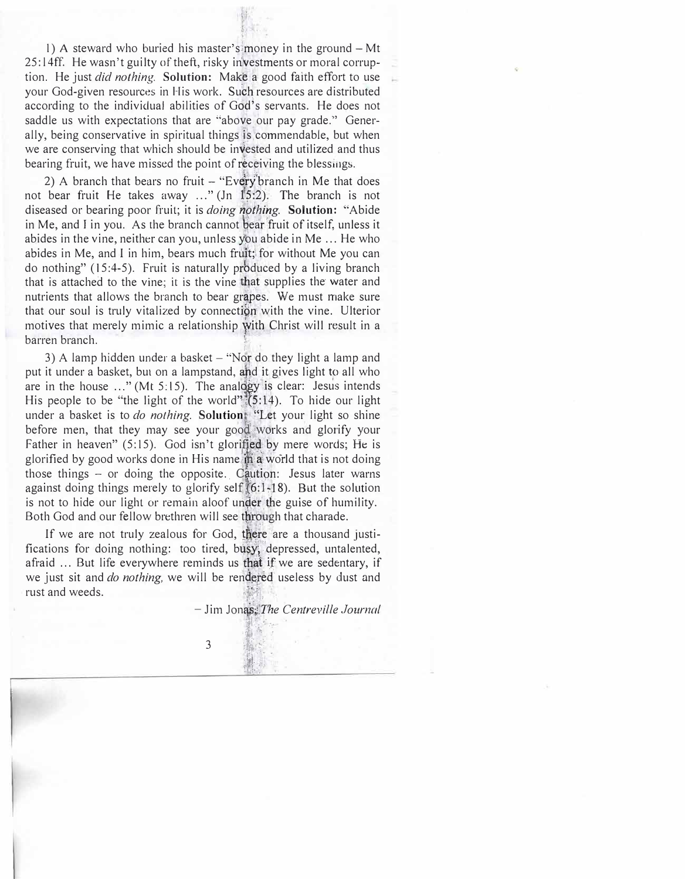1) A steward who buried his master's money in the ground – Mt 25:14ff. He wasn't guilty of theft, risky investments or moral corruption. He just *did nothing.* **Solution:** Make a good faith effort to use your God-given resources in His work. Such resources are distributed according to the individual abilities of God's servants. He does not saddle us with expectations that are "above our pay grade." Generally, being conservative in spiritual things is commendable, but when we are conserving that which should be invested and utilized and thus bearing fruit, we have missed the point of receiving the blessings.

2) A branch that bears no fruit – "Every branch in Me that does not bear fruit He takes away ..." (Jn 15:2). The branch is not diseased or bearing poor fruit; it is *doing nothing.* **Solution:** "Abide in Me, and I in you. As the branch cannot bear fruit of itself, unless it abides in the vine, neither can you, unless you abide in Me ... He who abides in Me, and I in him, bears much fruit; for without Me you can do nothing" (15:4-5). Fruit is naturally produced by a living branch that is attached to the vine; it is the vine that supplies the water and nutrients that allows the branch to bear grapes. We must make sure that our soul is truly vitalized by connection with the vine. Ulterior motives that merely mimic a relationship with Christ will result in a barren branch.

3) A lamp hidden under a basket – "Nor do they light a lamp and put it under a basket, but on a lampstand, and it gives light to all who are in the house ..." (Mt 5:15). The analogy is clear: Jesus intends His people to be "the light of the world" (5:14). To hide our light under a basket is to *do nothing.* **Solution:** "Let your light so shine before men, that they may see your good works and glorify your Father in heaven" (5:15). God isn't glorified by mere words; He is glorified by good works done in His name in a world that is not doing those things – or doing the opposite. Caution: Jesus later warns against doing things merely to glorify self (6:1-18). But the solution is not to hide our light or remain aloof under the guise of humility. Both God and our fellow brethren will see through that charade.

If we are not truly zealous for God, there are a thousand justifications for doing nothing: too tired, busy, depressed, untalented, afraid ... But life everywhere reminds us that if we are sedentary, if we just sit and *do nothing,* we will be rendered useless by dust and rust and weeds.

– Jim Jonas, *The Centreville Journal*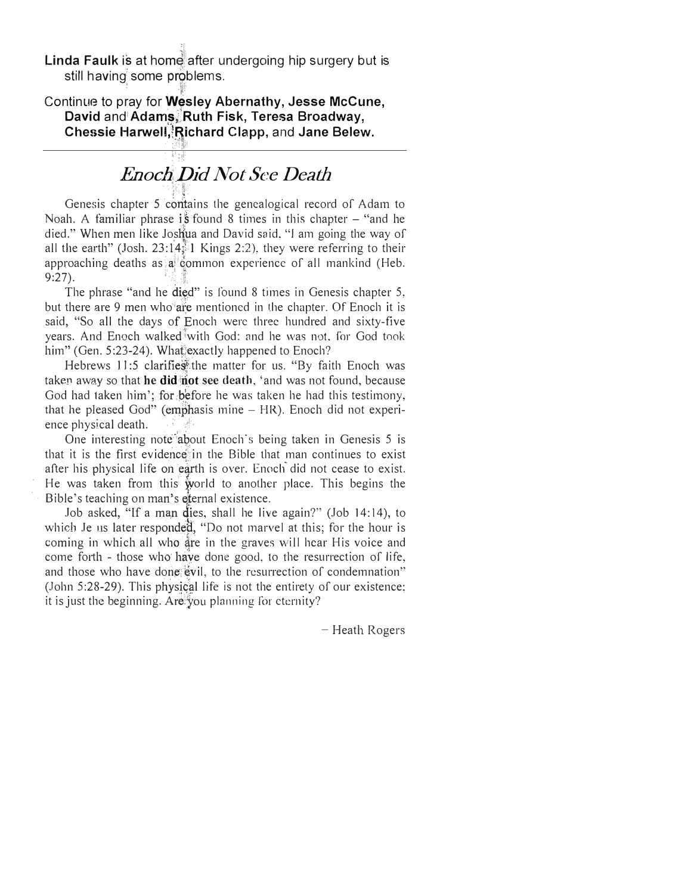**Linda Faulk** is at home after undergoing hip surgery but is still having some problems.

Continue to pray for **Wesley Abernathy, Jesse McCune, David** and **Adams, Ruth Fisk, Teresa Broadway, Chessie Harwell, Richard Clapp,** and **Jane Belew.**

---

## *Enoch Did Not See Death*

Genesis chapter 5 contains the genealogical record of Adam to Noah. A familiar phrase is found 8 times in this chapter – "and he died." When men like Joshua and David said, "I am going the way of all the earth" (Josh. 23:14; 1 Kings 2:2), they were referring to their approaching deaths as a common experience of all mankind (Heb. 9:27).

The phrase "and he died" is found 8 times in Genesis chapter 5, but there are 9 men who are mentioned in the chapter. Of Enoch it is said, "So all the days of Enoch were three hundred and sixty-five years. And Enoch walked with God: and he was not, for God took him" (Gen. 5:23-24). What exactly happened to Enoch?

Hebrews 11:5 clarifies the matter for us. "By faith Enoch was taken away so that **he did not see death**, 'and was not found, because God had taken him'; for before he was taken he had this testimony, that he pleased God" (emphasis mine – HR). Enoch did not experience physical death.

One interesting note about Enoch's being taken in Genesis 5 is that it is the first evidence in the Bible that man continues to exist after his physical life on earth is over. Enoch did not cease to exist. He was taken from this world to another place. This begins the Bible's teaching on man's eternal existence.

Job asked, "If a man dies, shall he live again?" (Job 14:14), to which Jesus later responded, "Do not marvel at this; for the hour is coming in which all who are in the graves will hear His voice and come forth - those who have done good, to the resurrection of life, and those who have done evil, to the resurrection of condemnation" (John 5:28-29). This physical life is not the entirety of our existence; it is just the beginning. Are you planning for eternity?

– Heath Rogers